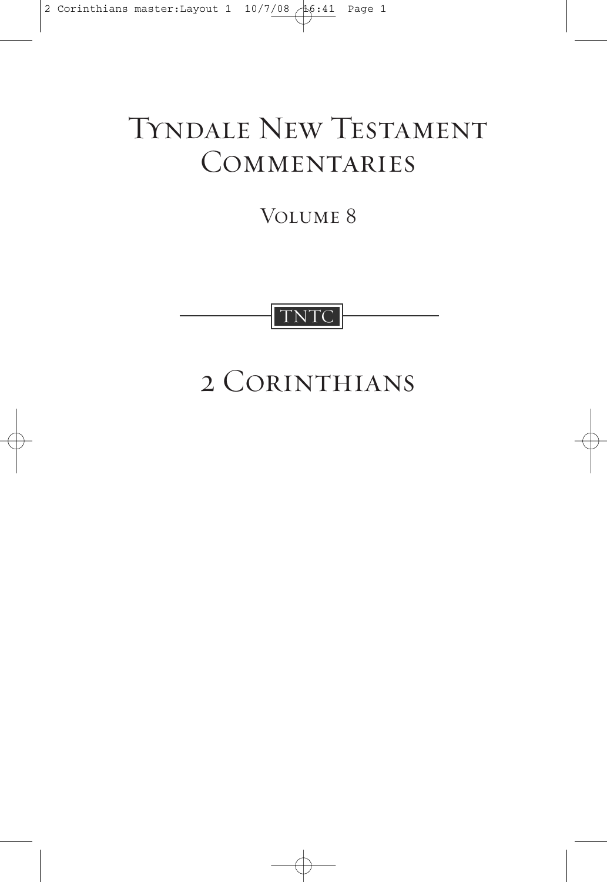# Tyndale New Testament Commentaries

Volume 8

TNTC

# 2 Corinthians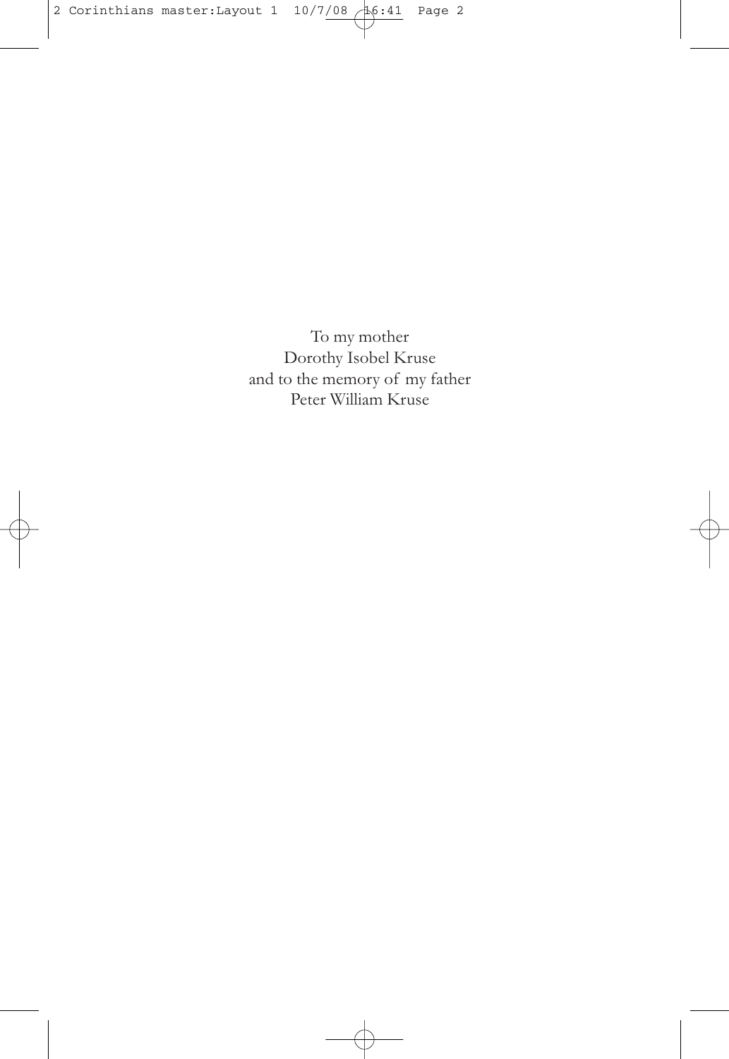To my mother
Dorothy Isobel Kruse
and to the memory of my father
Peter William Kruse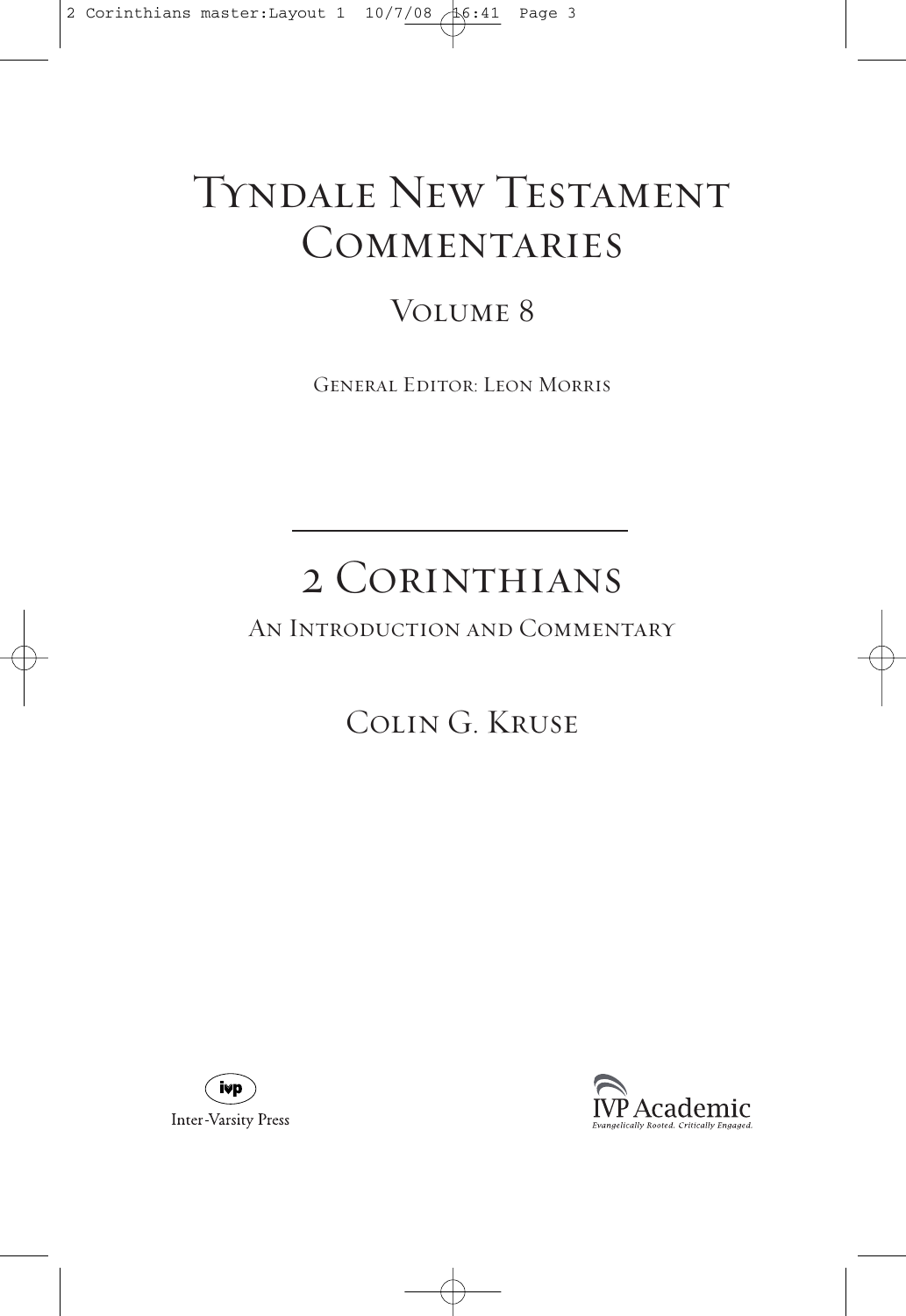# Tyndale New Testament Commentaries

## Volume 8

General Editor: Leon Morris

---

# 2 Corinthians

## An Introduction and Commentary

### Colin G. Kruse

Inter-Varsity Press

IVP Academic
*Evangelically Rooted. Critically Engaged.*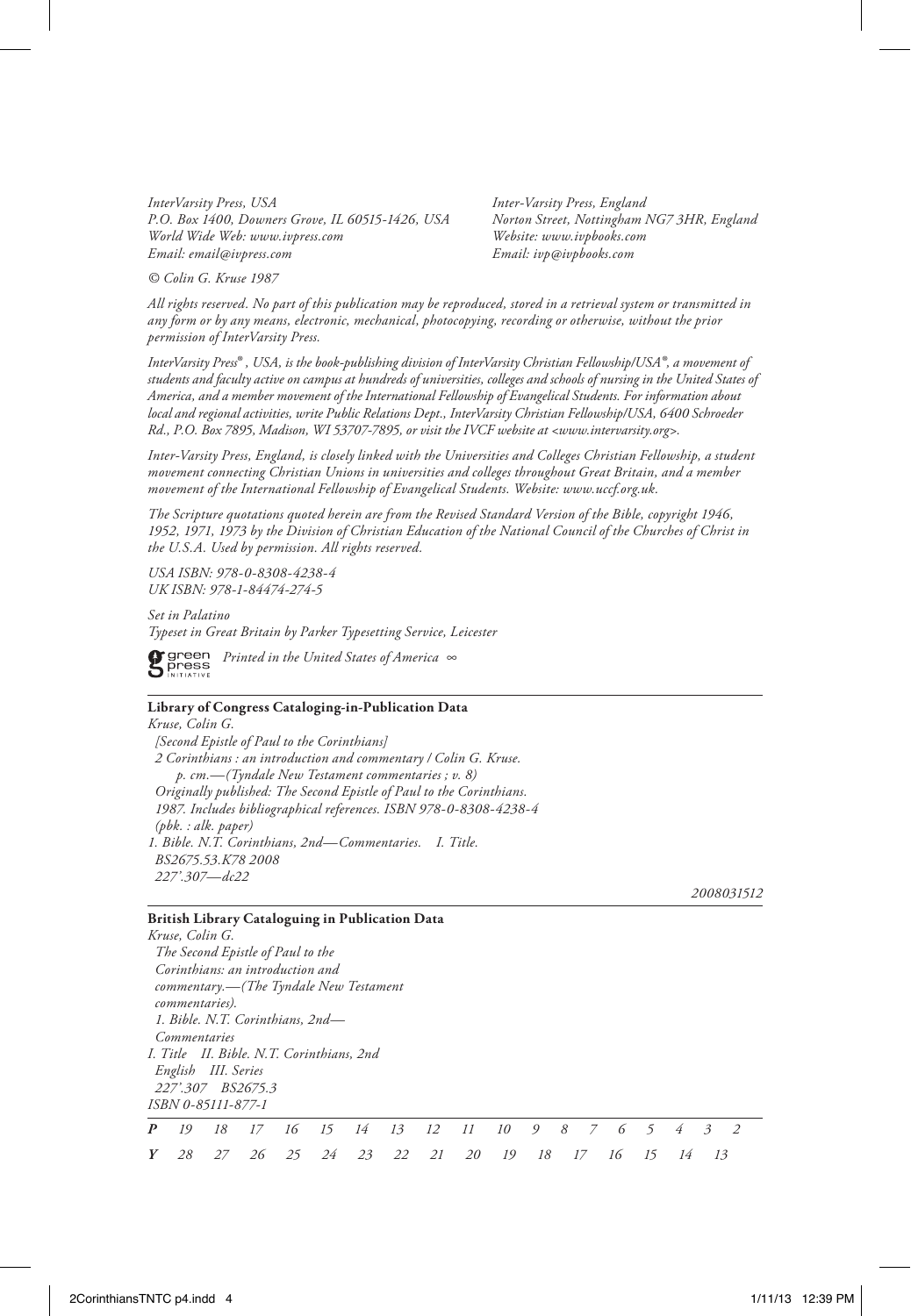*InterVarsity Press, USA*
*P.O. Box 1400, Downers Grove, IL 60515-1426, USA*
*World Wide Web: www.ivpress.com*
*Email: email@ivpress.com*

*Inter-Varsity Press, England*
*Norton Street, Nottingham NG7 3HR, England*
*Website: www.ivpbooks.com*
*Email: ivp@ivpbooks.com*

*© Colin G. Kruse 1987*

*All rights reserved. No part of this publication may be reproduced, stored in a retrieval system or transmitted in any form or by any means, electronic, mechanical, photocopying, recording or otherwise, without the prior permission of InterVarsity Press.*

*InterVarsity Press®, USA, is the book-publishing division of InterVarsity Christian Fellowship/USA®, a movement of students and faculty active on campus at hundreds of universities, colleges and schools of nursing in the United States of America, and a member movement of the International Fellowship of Evangelical Students. For information about local and regional activities, write Public Relations Dept., InterVarsity Christian Fellowship/USA, 6400 Schroeder Rd., P.O. Box 7895, Madison, WI 53707-7895, or visit the IVCF website at <www.intervarsity.org>.*

*Inter-Varsity Press, England, is closely linked with the Universities and Colleges Christian Fellowship, a student movement connecting Christian Unions in universities and colleges throughout Great Britain, and a member movement of the International Fellowship of Evangelical Students. Website: www.uccf.org.uk.*

*The Scripture quotations quoted herein are from the Revised Standard Version of the Bible, copyright 1946, 1952, 1971, 1973 by the Division of Christian Education of the National Council of the Churches of Christ in the U.S.A. Used by permission. All rights reserved.*

*USA ISBN: 978-0-8308-4238-4*
*UK ISBN: 978-1-84474-274-5*

*Set in Palatino*
*Typeset in Great Britain by Parker Typesetting Service, Leicester*

green press INITIATIVE *Printed in the United States of America* ∞

**Library of Congress Cataloging-in-Publication Data**

*Kruse, Colin G.*
*[Second Epistle of Paul to the Corinthians]*
*2 Corinthians : an introduction and commentary / Colin G. Kruse.*
*p. cm.—(Tyndale New Testament commentaries ; v. 8)*
*Originally published: The Second Epistle of Paul to the Corinthians. 1987. Includes bibliographical references. ISBN 978-0-8308-4238-4 (pbk. : alk. paper)*
*1. Bible. N.T. Corinthians, 2nd—Commentaries. I. Title.*
*BS2675.53.K78 2008*
*227'.307—dc22*

*2008031512*

**British Library Cataloguing in Publication Data**

*Kruse, Colin G.*
*The Second Epistle of Paul to the Corinthians: an introduction and commentary.—(The Tyndale New Testament commentaries).*
*1. Bible. N.T. Corinthians, 2nd—Commentaries*
*I. Title II. Bible. N.T. Corinthians, 2nd English III. Series*
*227'.307 BS2675.3*
*ISBN 0-85111-877-1*

***P*** *19 18 17 16 15 14 13 12 11 10 9 8 7 6 5 4 3 2*
***Y*** *28 27 26 25 24 23 22 21 20 19 18 17 16 15 14 13*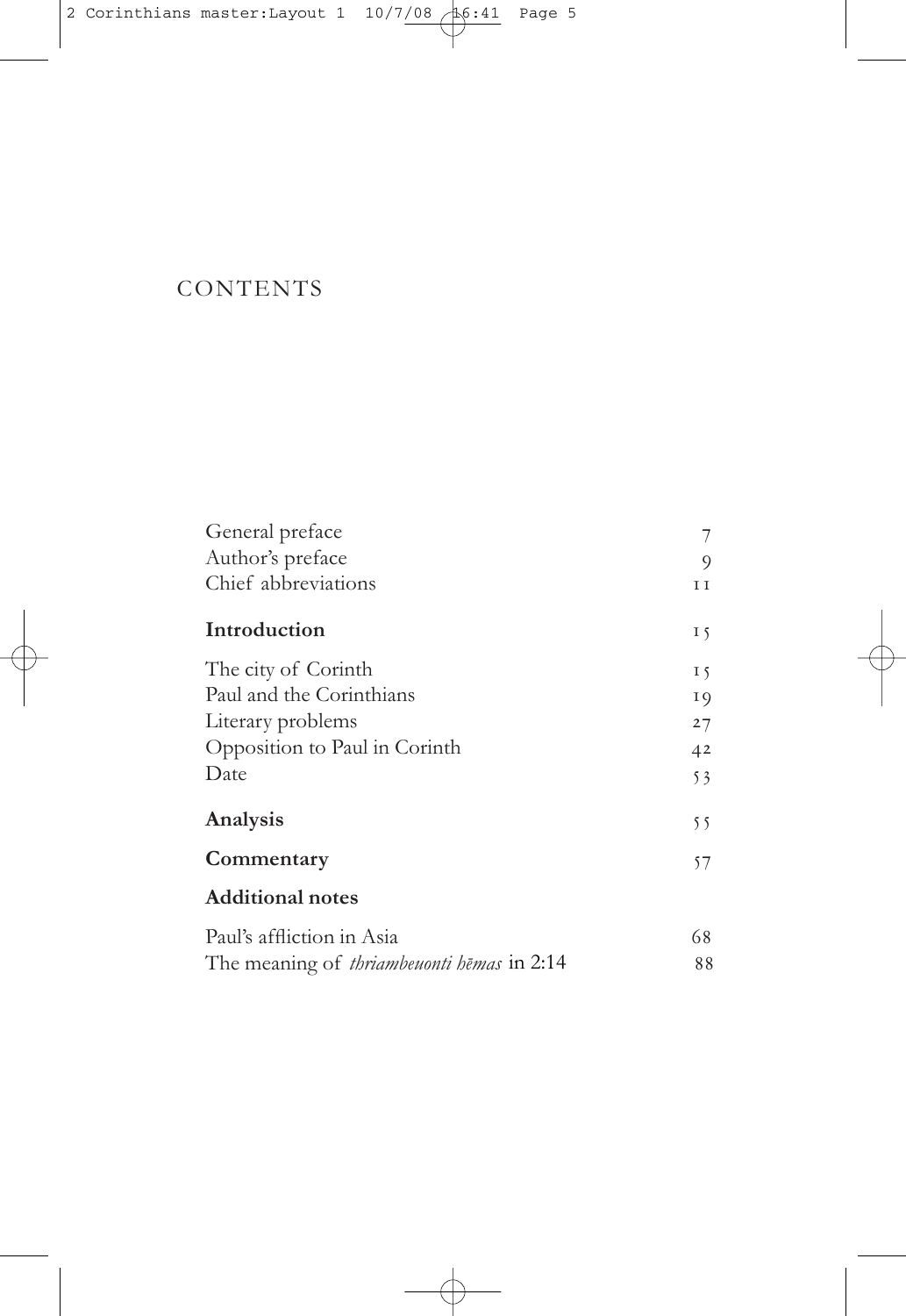# CONTENTS

| | |
|---|---|
| General preface | 7 |
| Author's preface | 9 |
| Chief abbreviations | 11 |
| **Introduction** | 15 |
| The city of Corinth | 15 |
| Paul and the Corinthians | 19 |
| Literary problems | 27 |
| Opposition to Paul in Corinth | 42 |
| Date | 53 |
| **Analysis** | 55 |
| **Commentary** | 57 |
| **Additional notes** | |
| Paul's affliction in Asia | 68 |
| The meaning of *thriambeuonti hēmas* in 2:14 | 88 |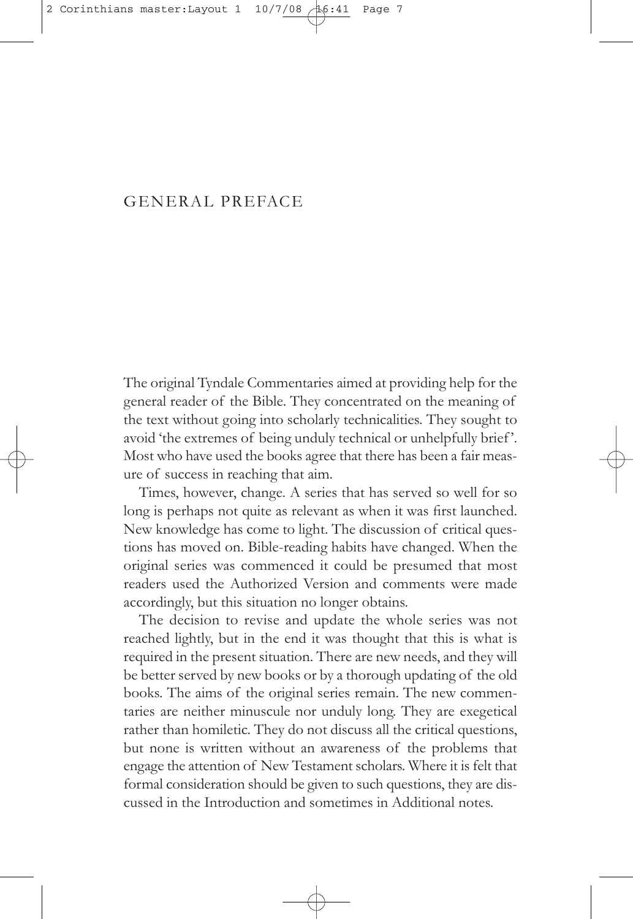# GENERAL PREFACE

The original Tyndale Commentaries aimed at providing help for the general reader of the Bible. They concentrated on the meaning of the text without going into scholarly technicalities. They sought to avoid 'the extremes of being unduly technical or unhelpfully brief'. Most who have used the books agree that there has been a fair measure of success in reaching that aim.

Times, however, change. A series that has served so well for so long is perhaps not quite as relevant as when it was first launched. New knowledge has come to light. The discussion of critical questions has moved on. Bible-reading habits have changed. When the original series was commenced it could be presumed that most readers used the Authorized Version and comments were made accordingly, but this situation no longer obtains.

The decision to revise and update the whole series was not reached lightly, but in the end it was thought that this is what is required in the present situation. There are new needs, and they will be better served by new books or by a thorough updating of the old books. The aims of the original series remain. The new commentaries are neither minuscule nor unduly long. They are exegetical rather than homiletic. They do not discuss all the critical questions, but none is written without an awareness of the problems that engage the attention of New Testament scholars. Where it is felt that formal consideration should be given to such questions, they are discussed in the Introduction and sometimes in Additional notes.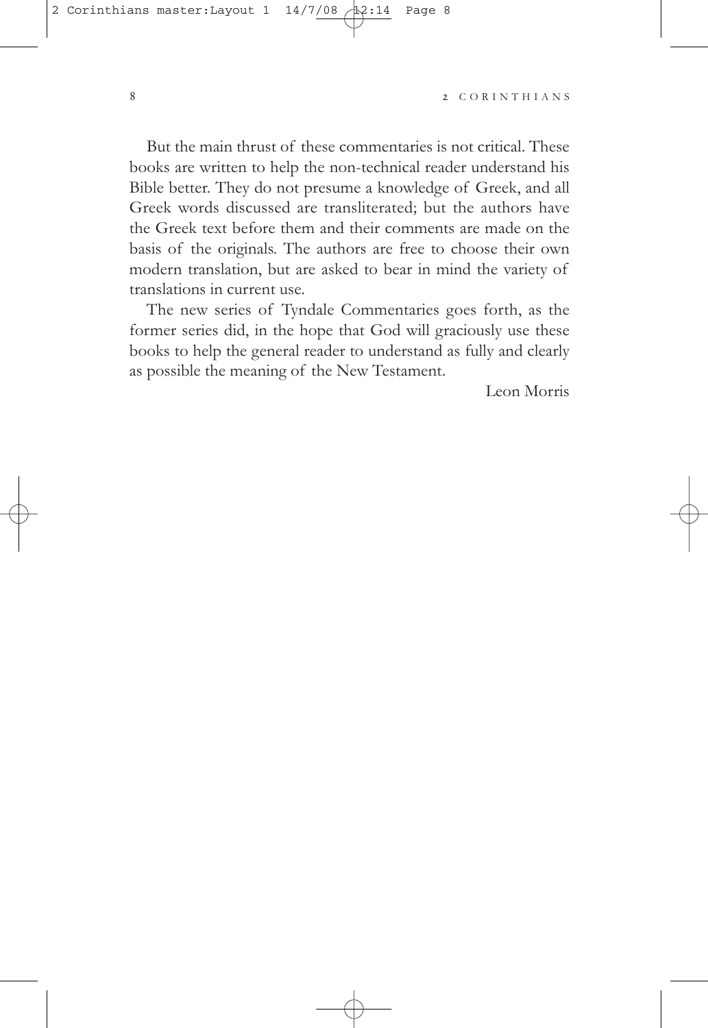But the main thrust of these commentaries is not critical. These books are written to help the non-technical reader understand his Bible better. They do not presume a knowledge of Greek, and all Greek words discussed are transliterated; but the authors have the Greek text before them and their comments are made on the basis of the originals. The authors are free to choose their own modern translation, but are asked to bear in mind the variety of translations in current use.

The new series of Tyndale Commentaries goes forth, as the former series did, in the hope that God will graciously use these books to help the general reader to understand as fully and clearly as possible the meaning of the New Testament.

Leon Morris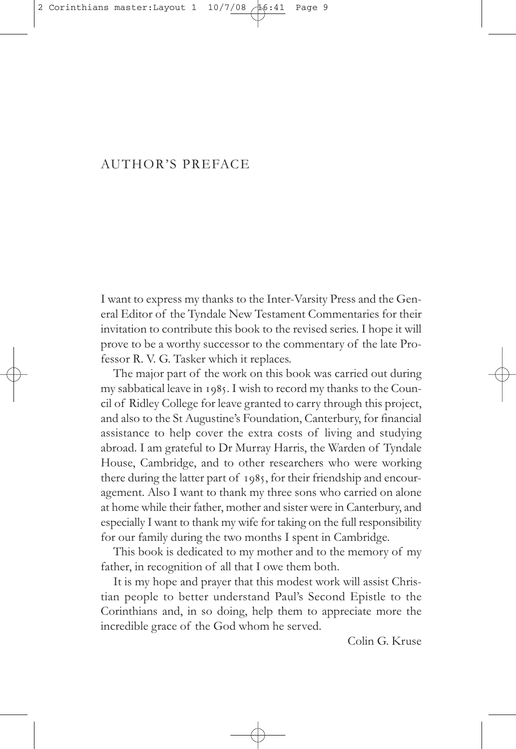# AUTHOR'S PREFACE

I want to express my thanks to the Inter-Varsity Press and the General Editor of the Tyndale New Testament Commentaries for their invitation to contribute this book to the revised series. I hope it will prove to be a worthy successor to the commentary of the late Professor R. V. G. Tasker which it replaces.

The major part of the work on this book was carried out during my sabbatical leave in 1985. I wish to record my thanks to the Council of Ridley College for leave granted to carry through this project, and also to the St Augustine's Foundation, Canterbury, for financial assistance to help cover the extra costs of living and studying abroad. I am grateful to Dr Murray Harris, the Warden of Tyndale House, Cambridge, and to other researchers who were working there during the latter part of 1985, for their friendship and encouragement. Also I want to thank my three sons who carried on alone at home while their father, mother and sister were in Canterbury, and especially I want to thank my wife for taking on the full responsibility for our family during the two months I spent in Cambridge.

This book is dedicated to my mother and to the memory of my father, in recognition of all that I owe them both.

It is my hope and prayer that this modest work will assist Christian people to better understand Paul's Second Epistle to the Corinthians and, in so doing, help them to appreciate more the incredible grace of the God whom he served.

Colin G. Kruse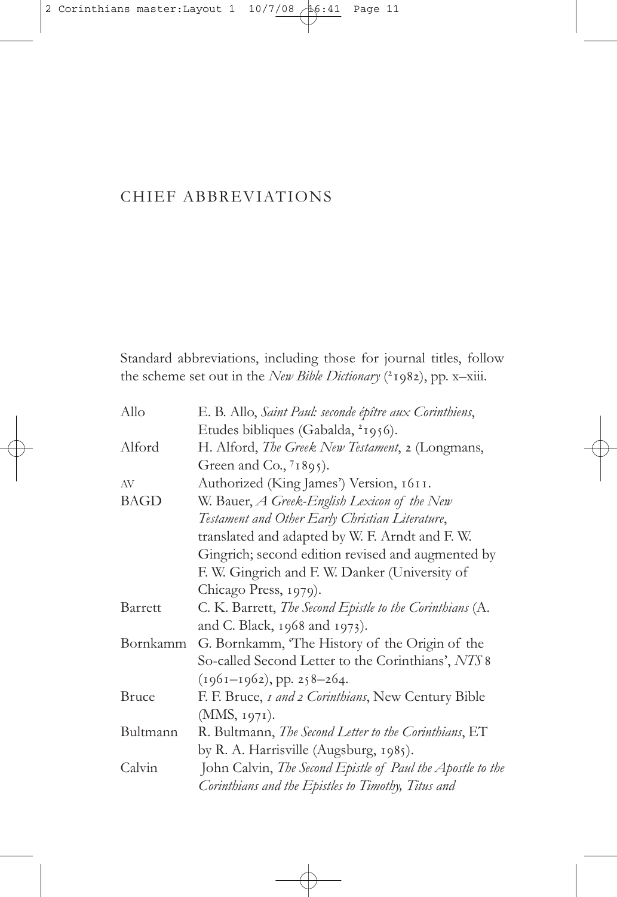# CHIEF ABBREVIATIONS

Standard abbreviations, including those for journal titles, follow the scheme set out in the *New Bible Dictionary* ([2]1982), pp. x–xiii.

| | |
|---|---|
| Allo | E. B. Allo, *Saint Paul: seconde épître aux Corinthiens*, Etudes bibliques (Gabalda, [2]1956). |
| Alford | H. Alford, *The Greek New Testament*, 2 (Longmans, Green and Co., [7]1895). |
| AV | Authorized (King James') Version, 1611. |
| BAGD | W. Bauer, *A Greek-English Lexicon of the New Testament and Other Early Christian Literature*, translated and adapted by W. F. Arndt and F. W. Gingrich; second edition revised and augmented by F. W. Gingrich and F. W. Danker (University of Chicago Press, 1979). |
| Barrett | C. K. Barrett, *The Second Epistle to the Corinthians* (A. and C. Black, 1968 and 1973). |
| Bornkamm | G. Bornkamm, 'The History of the Origin of the So-called Second Letter to the Corinthians', *NTS* 8 (1961–1962), pp. 258–264. |
| Bruce | F. F. Bruce, *1 and 2 Corinthians*, New Century Bible (MMS, 1971). |
| Bultmann | R. Bultmann, *The Second Letter to the Corinthians*, ET by R. A. Harrisville (Augsburg, 1985). |
| Calvin | John Calvin, *The Second Epistle of Paul the Apostle to the Corinthians and the Epistles to Timothy, Titus and* |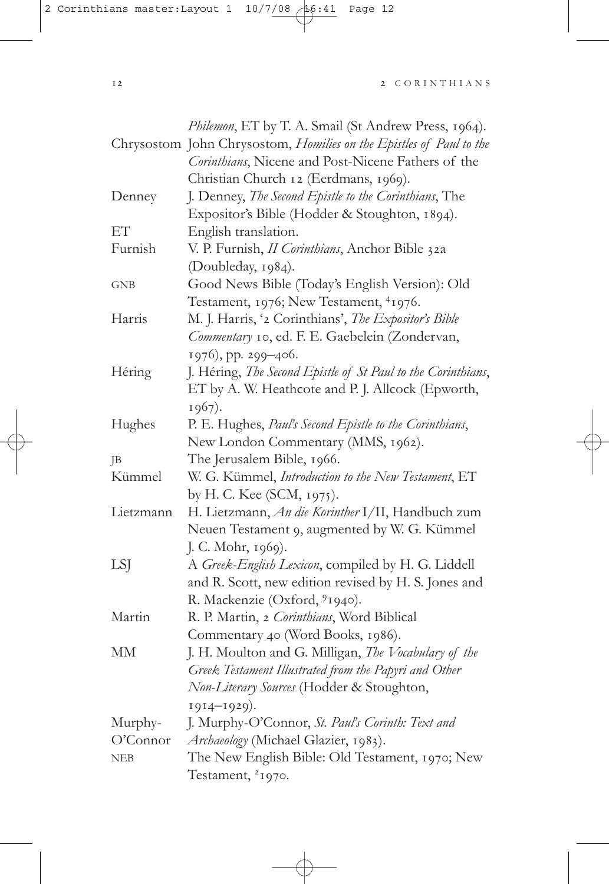*Philemon*, ET by T. A. Smail (St Andrew Press, 1964).

| | |
|---|---|
| Chrysostom | John Chrysostom, *Homilies on the Epistles of Paul to the Corinthians*, Nicene and Post-Nicene Fathers of the Christian Church 12 (Eerdmans, 1969). |
| Denney | J. Denney, *The Second Epistle to the Corinthians*, The Expositor's Bible (Hodder & Stoughton, 1894). |
| ET | English translation. |
| Furnish | V. P. Furnish, *II Corinthians*, Anchor Bible 32a (Doubleday, 1984). |
| GNB | Good News Bible (Today's English Version): Old Testament, 1976; New Testament, [4]1976. |
| Harris | M. J. Harris, '2 Corinthians', *The Expositor's Bible Commentary* 10, ed. F. E. Gaebelein (Zondervan, 1976), pp. 299–406. |
| Héring | J. Héring, *The Second Epistle of St Paul to the Corinthians*, ET by A. W. Heathcote and P. J. Allcock (Epworth, 1967). |
| Hughes | P. E. Hughes, *Paul's Second Epistle to the Corinthians*, New London Commentary (MMS, 1962). |
| JB | The Jerusalem Bible, 1966. |
| Kümmel | W. G. Kümmel, *Introduction to the New Testament*, ET by H. C. Kee (SCM, 1975). |
| Lietzmann | H. Lietzmann, *An die Korinther* I/II, Handbuch zum Neuen Testament 9, augmented by W. G. Kümmel J. C. Mohr, 1969). |
| LSJ | A *Greek-English Lexicon*, compiled by H. G. Liddell and R. Scott, new edition revised by H. S. Jones and R. Mackenzie (Oxford, [9]1940). |
| Martin | R. P. Martin, *2 Corinthians*, Word Biblical Commentary 40 (Word Books, 1986). |
| MM | J. H. Moulton and G. Milligan, *The Vocabulary of the Greek Testament Illustrated from the Papyri and Other Non-Literary Sources* (Hodder & Stoughton, 1914–1929). |
| Murphy-O'Connor | J. Murphy-O'Connor, *St. Paul's Corinth: Text and Archaeology* (Michael Glazier, 1983). |
| NEB | The New English Bible: Old Testament, 1970; New Testament, [2]1970. |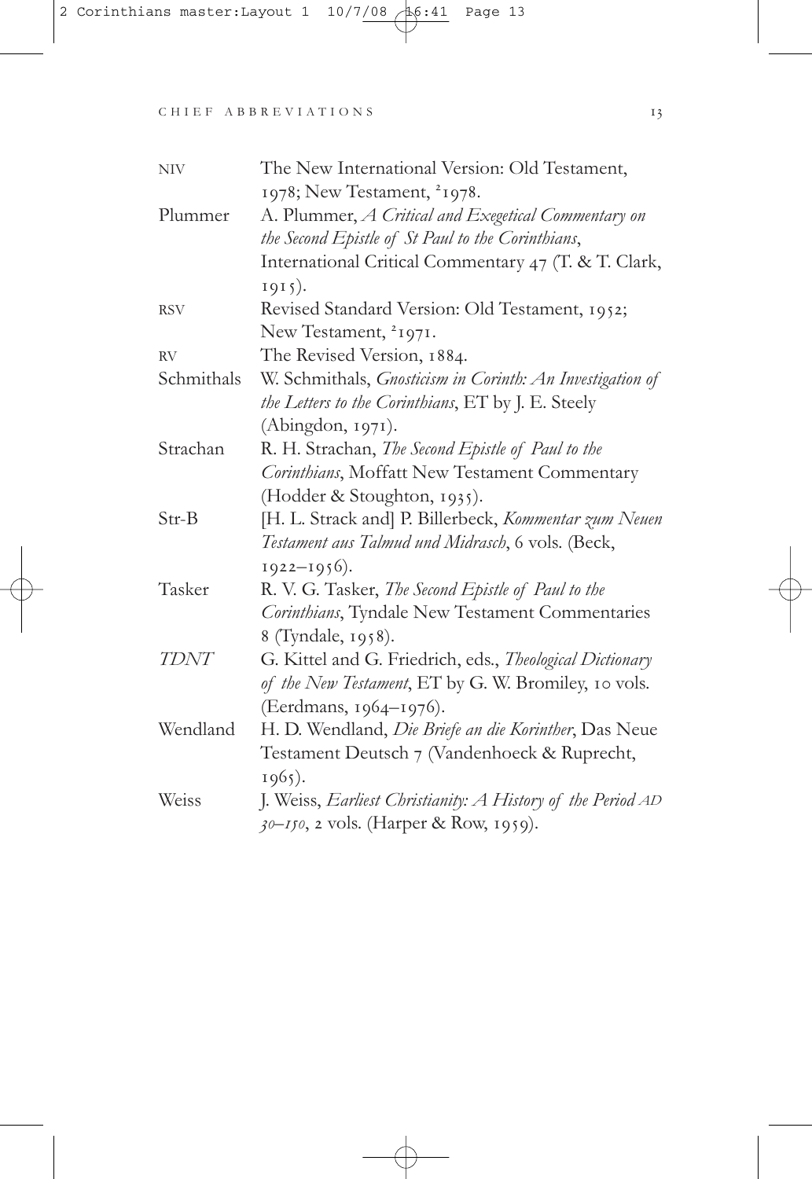| | |
|---|---|
| NIV | The New International Version: Old Testament, 1978; New Testament, ²1978. |
| Plummer | A. Plummer, *A Critical and Exegetical Commentary on the Second Epistle of St Paul to the Corinthians*, International Critical Commentary 47 (T. & T. Clark, 1915). |
| RSV | Revised Standard Version: Old Testament, 1952; New Testament, ²1971. |
| RV | The Revised Version, 1884. |
| Schmithals | W. Schmithals, *Gnosticism in Corinth: An Investigation of the Letters to the Corinthians*, ET by J. E. Steely (Abingdon, 1971). |
| Strachan | R. H. Strachan, *The Second Epistle of Paul to the Corinthians*, Moffatt New Testament Commentary (Hodder & Stoughton, 1935). |
| Str-B | [H. L. Strack and] P. Billerbeck, *Kommentar zum Neuen Testament aus Talmud und Midrasch*, 6 vols. (Beck, 1922–1956). |
| Tasker | R. V. G. Tasker, *The Second Epistle of Paul to the Corinthians*, Tyndale New Testament Commentaries 8 (Tyndale, 1958). |
| *TDNT* | G. Kittel and G. Friedrich, eds., *Theological Dictionary of the New Testament*, ET by G. W. Bromiley, 10 vols. (Eerdmans, 1964–1976). |
| Wendland | H. D. Wendland, *Die Briefe an die Korinther*, Das Neue Testament Deutsch 7 (Vandenhoeck & Ruprecht, 1965). |
| Weiss | J. Weiss, *Earliest Christianity: A History of the Period AD 30–150*, 2 vols. (Harper & Row, 1959). |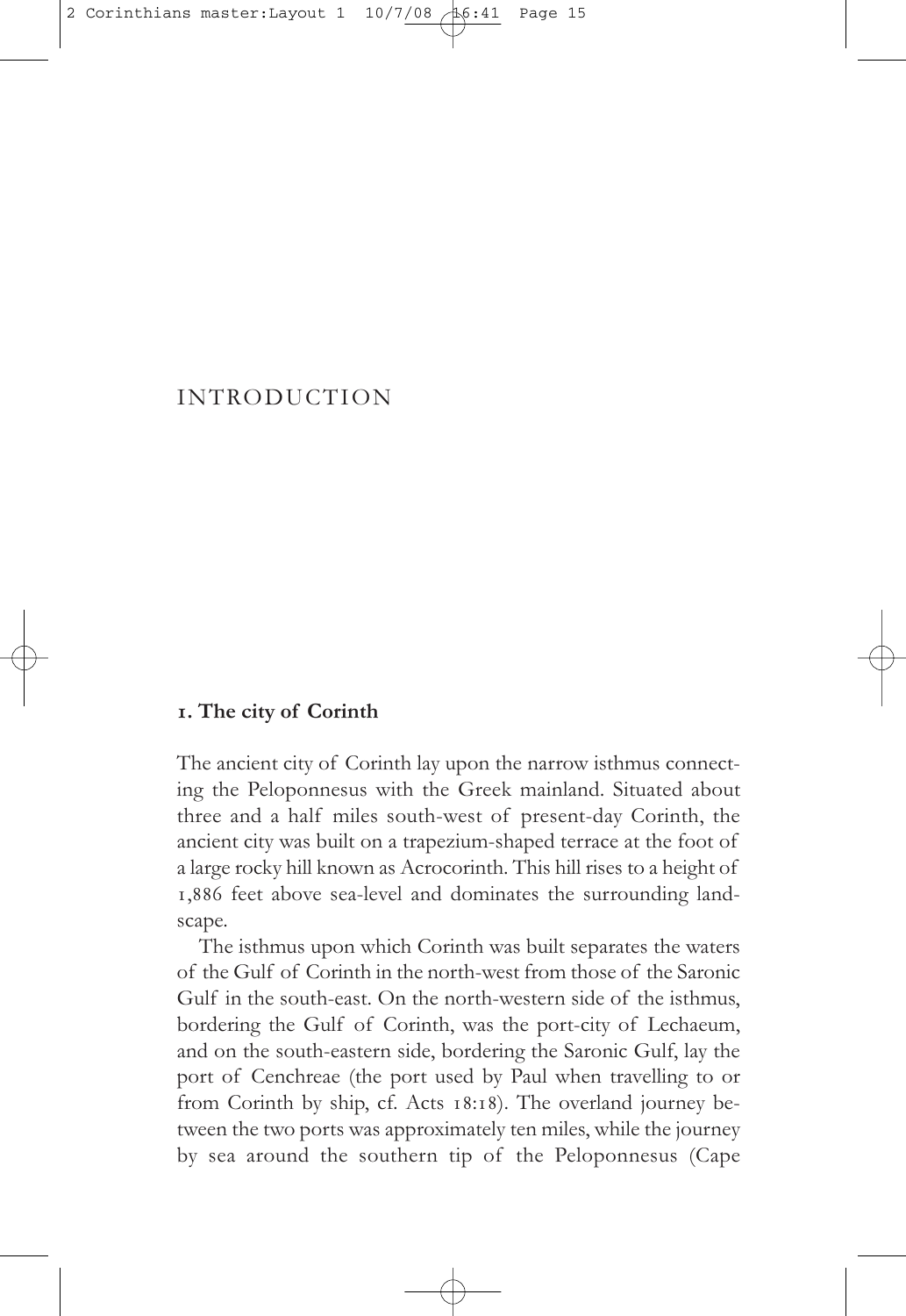# INTRODUCTION

## 1. The city of Corinth

The ancient city of Corinth lay upon the narrow isthmus connecting the Peloponnesus with the Greek mainland. Situated about three and a half miles south-west of present-day Corinth, the ancient city was built on a trapezium-shaped terrace at the foot of a large rocky hill known as Acrocorinth. This hill rises to a height of 1,886 feet above sea-level and dominates the surrounding landscape.

The isthmus upon which Corinth was built separates the waters of the Gulf of Corinth in the north-west from those of the Saronic Gulf in the south-east. On the north-western side of the isthmus, bordering the Gulf of Corinth, was the port-city of Lechaeum, and on the south-eastern side, bordering the Saronic Gulf, lay the port of Cenchreae (the port used by Paul when travelling to or from Corinth by ship, cf. Acts 18:18). The overland journey between the two ports was approximately ten miles, while the journey by sea around the southern tip of the Peloponnesus (Cape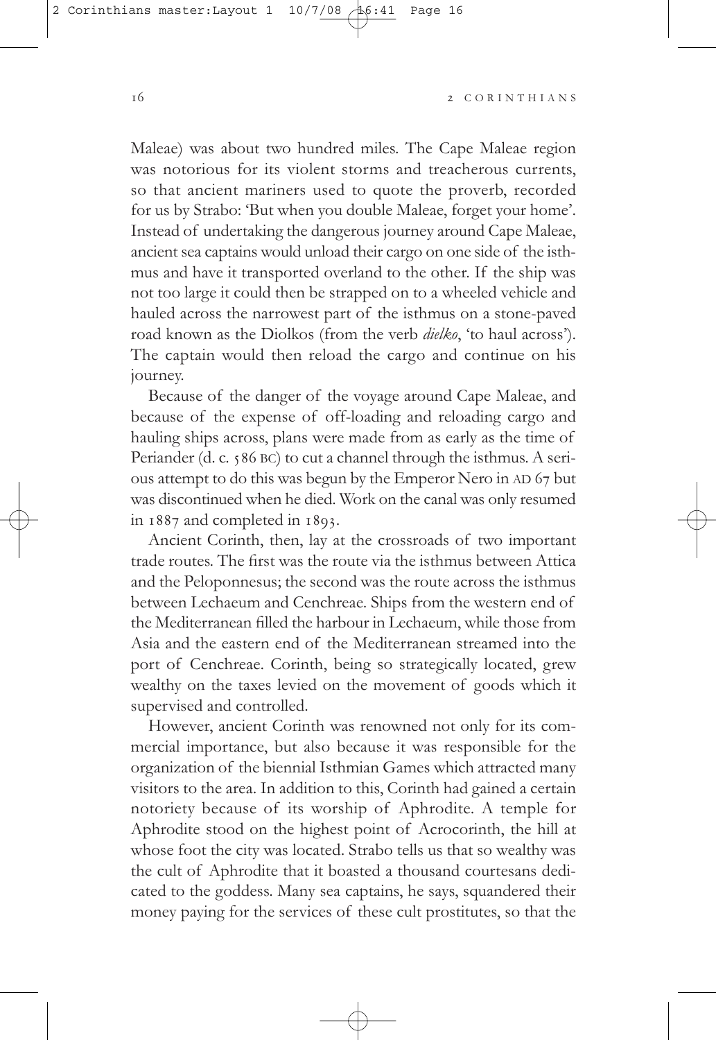Maleae) was about two hundred miles. The Cape Maleae region was notorious for its violent storms and treacherous currents, so that ancient mariners used to quote the proverb, recorded for us by Strabo: 'But when you double Maleae, forget your home'. Instead of undertaking the dangerous journey around Cape Maleae, ancient sea captains would unload their cargo on one side of the isthmus and have it transported overland to the other. If the ship was not too large it could then be strapped on to a wheeled vehicle and hauled across the narrowest part of the isthmus on a stone-paved road known as the Diolkos (from the verb *dielko*, 'to haul across'). The captain would then reload the cargo and continue on his journey.

Because of the danger of the voyage around Cape Maleae, and because of the expense of off-loading and reloading cargo and hauling ships across, plans were made from as early as the time of Periander (d. c. 586 BC) to cut a channel through the isthmus. A serious attempt to do this was begun by the Emperor Nero in AD 67 but was discontinued when he died. Work on the canal was only resumed in 1887 and completed in 1893.

Ancient Corinth, then, lay at the crossroads of two important trade routes. The first was the route via the isthmus between Attica and the Peloponnesus; the second was the route across the isthmus between Lechaeum and Cenchreae. Ships from the western end of the Mediterranean filled the harbour in Lechaeum, while those from Asia and the eastern end of the Mediterranean streamed into the port of Cenchreae. Corinth, being so strategically located, grew wealthy on the taxes levied on the movement of goods which it supervised and controlled.

However, ancient Corinth was renowned not only for its commercial importance, but also because it was responsible for the organization of the biennial Isthmian Games which attracted many visitors to the area. In addition to this, Corinth had gained a certain notoriety because of its worship of Aphrodite. A temple for Aphrodite stood on the highest point of Acrocorinth, the hill at whose foot the city was located. Strabo tells us that so wealthy was the cult of Aphrodite that it boasted a thousand courtesans dedicated to the goddess. Many sea captains, he says, squandered their money paying for the services of these cult prostitutes, so that the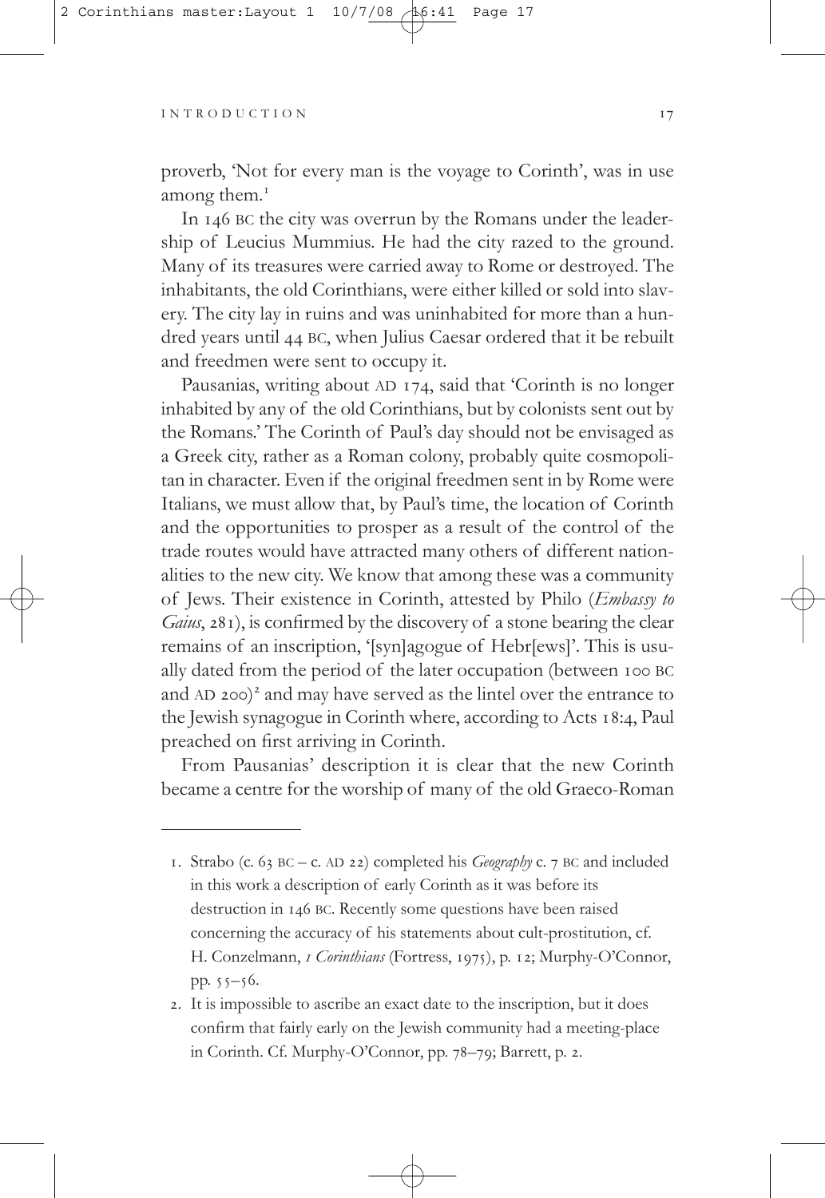proverb, 'Not for every man is the voyage to Corinth', was in use among them.[1]

In 146 BC the city was overrun by the Romans under the leadership of Leucius Mummius. He had the city razed to the ground. Many of its treasures were carried away to Rome or destroyed. The inhabitants, the old Corinthians, were either killed or sold into slavery. The city lay in ruins and was uninhabited for more than a hundred years until 44 BC, when Julius Caesar ordered that it be rebuilt and freedmen were sent to occupy it.

Pausanias, writing about AD 174, said that 'Corinth is no longer inhabited by any of the old Corinthians, but by colonists sent out by the Romans.' The Corinth of Paul's day should not be envisaged as a Greek city, rather as a Roman colony, probably quite cosmopolitan in character. Even if the original freedmen sent in by Rome were Italians, we must allow that, by Paul's time, the location of Corinth and the opportunities to prosper as a result of the control of the trade routes would have attracted many others of different nationalities to the new city. We know that among these was a community of Jews. Their existence in Corinth, attested by Philo (*Embassy to Gaius*, 281), is confirmed by the discovery of a stone bearing the clear remains of an inscription, '[syn]agogue of Hebr[ews]'. This is usually dated from the period of the later occupation (between 100 BC and AD 200)[2] and may have served as the lintel over the entrance to the Jewish synagogue in Corinth where, according to Acts 18:4, Paul preached on first arriving in Corinth.

From Pausanias' description it is clear that the new Corinth became a centre for the worship of many of the old Graeco-Roman

---

1. Strabo (c. 63 BC – c. AD 22) completed his *Geography* c. 7 BC and included in this work a description of early Corinth as it was before its destruction in 146 BC. Recently some questions have been raised concerning the accuracy of his statements about cult-prostitution, cf. H. Conzelmann, *1 Corinthians* (Fortress, 1975), p. 12; Murphy-O'Connor, pp. 55–56.
2. It is impossible to ascribe an exact date to the inscription, but it does confirm that fairly early on the Jewish community had a meeting-place in Corinth. Cf. Murphy-O'Connor, pp. 78–79; Barrett, p. 2.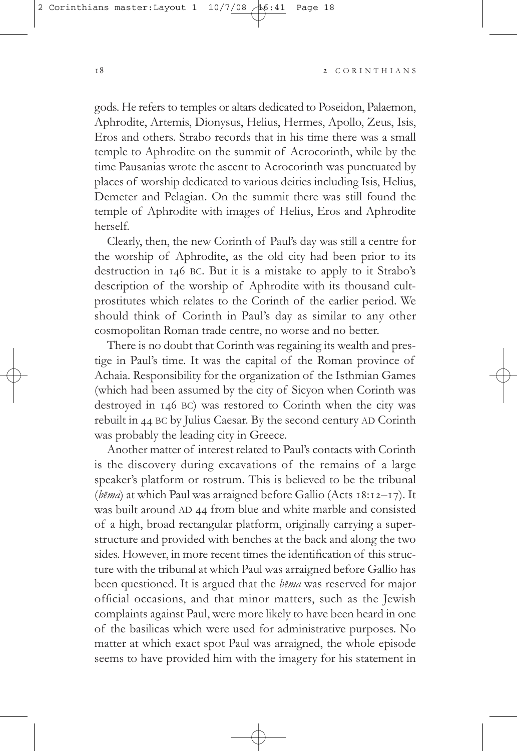gods. He refers to temples or altars dedicated to Poseidon, Palaemon, Aphrodite, Artemis, Dionysus, Helius, Hermes, Apollo, Zeus, Isis, Eros and others. Strabo records that in his time there was a small temple to Aphrodite on the summit of Acrocorinth, while by the time Pausanias wrote the ascent to Acrocorinth was punctuated by places of worship dedicated to various deities including Isis, Helius, Demeter and Pelagian. On the summit there was still found the temple of Aphrodite with images of Helius, Eros and Aphrodite herself.

Clearly, then, the new Corinth of Paul's day was still a centre for the worship of Aphrodite, as the old city had been prior to its destruction in 146 BC. But it is a mistake to apply to it Strabo's description of the worship of Aphrodite with its thousand cult-prostitutes which relates to the Corinth of the earlier period. We should think of Corinth in Paul's day as similar to any other cosmopolitan Roman trade centre, no worse and no better.

There is no doubt that Corinth was regaining its wealth and prestige in Paul's time. It was the capital of the Roman province of Achaia. Responsibility for the organization of the Isthmian Games (which had been assumed by the city of Sicyon when Corinth was destroyed in 146 BC) was restored to Corinth when the city was rebuilt in 44 BC by Julius Caesar. By the second century AD Corinth was probably the leading city in Greece.

Another matter of interest related to Paul's contacts with Corinth is the discovery during excavations of the remains of a large speaker's platform or rostrum. This is believed to be the tribunal (*bēma*) at which Paul was arraigned before Gallio (Acts 18:12–17). It was built around AD 44 from blue and white marble and consisted of a high, broad rectangular platform, originally carrying a superstructure and provided with benches at the back and along the two sides. However, in more recent times the identification of this structure with the tribunal at which Paul was arraigned before Gallio has been questioned. It is argued that the *bēma* was reserved for major official occasions, and that minor matters, such as the Jewish complaints against Paul, were more likely to have been heard in one of the basilicas which were used for administrative purposes. No matter at which exact spot Paul was arraigned, the whole episode seems to have provided him with the imagery for his statement in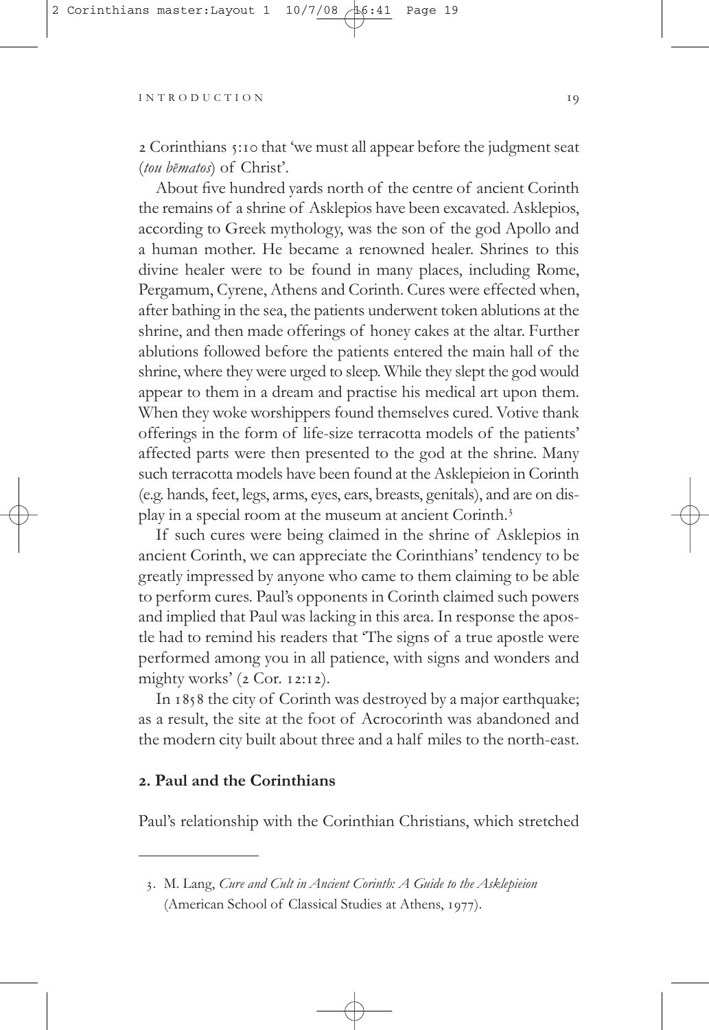2 Corinthians 5:10 that 'we must all appear before the judgment seat (*tou bēmatos*) of Christ'.

About five hundred yards north of the centre of ancient Corinth the remains of a shrine of Asklepios have been excavated. Asklepios, according to Greek mythology, was the son of the god Apollo and a human mother. He became a renowned healer. Shrines to this divine healer were to be found in many places, including Rome, Pergamum, Cyrene, Athens and Corinth. Cures were effected when, after bathing in the sea, the patients underwent token ablutions at the shrine, and then made offerings of honey cakes at the altar. Further ablutions followed before the patients entered the main hall of the shrine, where they were urged to sleep. While they slept the god would appear to them in a dream and practise his medical art upon them. When they woke worshippers found themselves cured. Votive thank offerings in the form of life-size terracotta models of the patients' affected parts were then presented to the god at the shrine. Many such terracotta models have been found at the Asklepieion in Corinth (e.g. hands, feet, legs, arms, eyes, ears, breasts, genitals), and are on display in a special room at the museum at ancient Corinth.[3]

If such cures were being claimed in the shrine of Asklepios in ancient Corinth, we can appreciate the Corinthians' tendency to be greatly impressed by anyone who came to them claiming to be able to perform cures. Paul's opponents in Corinth claimed such powers and implied that Paul was lacking in this area. In response the apostle had to remind his readers that 'The signs of a true apostle were performed among you in all patience, with signs and wonders and mighty works' (2 Cor. 12:12).

In 1858 the city of Corinth was destroyed by a major earthquake; as a result, the site at the foot of Acrocorinth was abandoned and the modern city built about three and a half miles to the north-east.

## 2. Paul and the Corinthians

Paul's relationship with the Corinthian Christians, which stretched

3. M. Lang, *Cure and Cult in Ancient Corinth: A Guide to the Asklepieion* (American School of Classical Studies at Athens, 1977).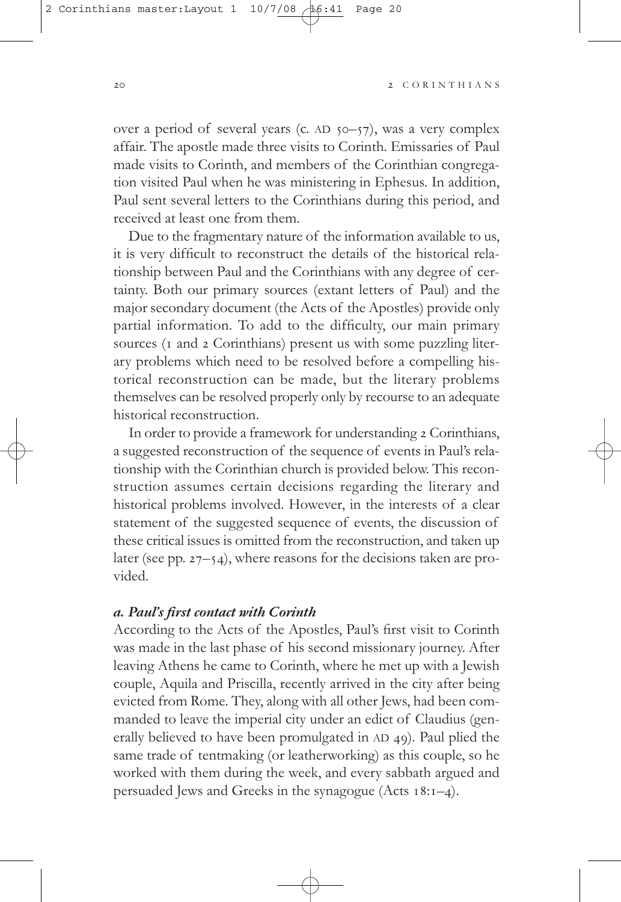over a period of several years (c. AD 50–57), was a very complex affair. The apostle made three visits to Corinth. Emissaries of Paul made visits to Corinth, and members of the Corinthian congregation visited Paul when he was ministering in Ephesus. In addition, Paul sent several letters to the Corinthians during this period, and received at least one from them.

Due to the fragmentary nature of the information available to us, it is very difficult to reconstruct the details of the historical relationship between Paul and the Corinthians with any degree of certainty. Both our primary sources (extant letters of Paul) and the major secondary document (the Acts of the Apostles) provide only partial information. To add to the difficulty, our main primary sources (1 and 2 Corinthians) present us with some puzzling literary problems which need to be resolved before a compelling historical reconstruction can be made, but the literary problems themselves can be resolved properly only by recourse to an adequate historical reconstruction.

In order to provide a framework for understanding 2 Corinthians, a suggested reconstruction of the sequence of events in Paul's relationship with the Corinthian church is provided below. This reconstruction assumes certain decisions regarding the literary and historical problems involved. However, in the interests of a clear statement of the suggested sequence of events, the discussion of these critical issues is omitted from the reconstruction, and taken up later (see pp. 27–54), where reasons for the decisions taken are provided.

### *a. Paul's first contact with Corinth*

According to the Acts of the Apostles, Paul's first visit to Corinth was made in the last phase of his second missionary journey. After leaving Athens he came to Corinth, where he met up with a Jewish couple, Aquila and Priscilla, recently arrived in the city after being evicted from Rome. They, along with all other Jews, had been commanded to leave the imperial city under an edict of Claudius (generally believed to have been promulgated in AD 49). Paul plied the same trade of tentmaking (or leatherworking) as this couple, so he worked with them during the week, and every sabbath argued and persuaded Jews and Greeks in the synagogue (Acts 18:1–4).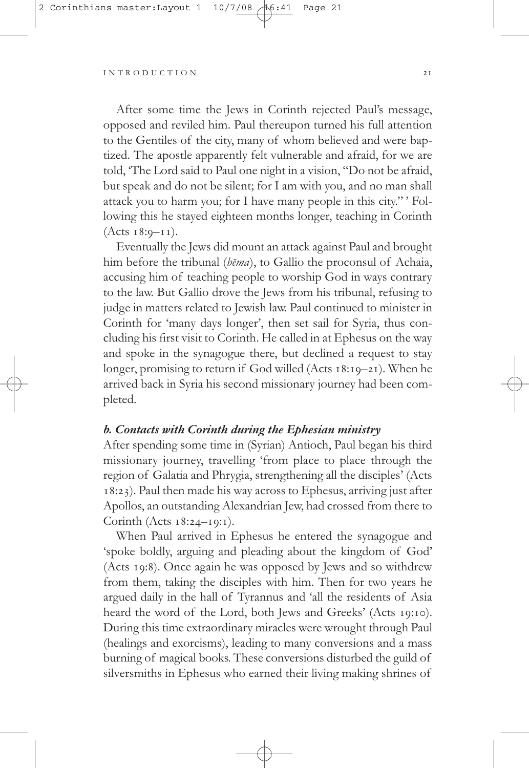After some time the Jews in Corinth rejected Paul's message, opposed and reviled him. Paul thereupon turned his full attention to the Gentiles of the city, many of whom believed and were baptized. The apostle apparently felt vulnerable and afraid, for we are told, 'The Lord said to Paul one night in a vision, "Do not be afraid, but speak and do not be silent; for I am with you, and no man shall attack you to harm you; for I have many people in this city." ' Following this he stayed eighteen months longer, teaching in Corinth (Acts 18:9–11).

Eventually the Jews did mount an attack against Paul and brought him before the tribunal (*bēma*), to Gallio the proconsul of Achaia, accusing him of teaching people to worship God in ways contrary to the law. But Gallio drove the Jews from his tribunal, refusing to judge in matters related to Jewish law. Paul continued to minister in Corinth for 'many days longer', then set sail for Syria, thus concluding his first visit to Corinth. He called in at Ephesus on the way and spoke in the synagogue there, but declined a request to stay longer, promising to return if God willed (Acts 18:19–21). When he arrived back in Syria his second missionary journey had been completed.

### *b. Contacts with Corinth during the Ephesian ministry*

After spending some time in (Syrian) Antioch, Paul began his third missionary journey, travelling 'from place to place through the region of Galatia and Phrygia, strengthening all the disciples' (Acts 18:23). Paul then made his way across to Ephesus, arriving just after Apollos, an outstanding Alexandrian Jew, had crossed from there to Corinth (Acts 18:24–19:1).

When Paul arrived in Ephesus he entered the synagogue and 'spoke boldly, arguing and pleading about the kingdom of God' (Acts 19:8). Once again he was opposed by Jews and so withdrew from them, taking the disciples with him. Then for two years he argued daily in the hall of Tyrannus and 'all the residents of Asia heard the word of the Lord, both Jews and Greeks' (Acts 19:10). During this time extraordinary miracles were wrought through Paul (healings and exorcisms), leading to many conversions and a mass burning of magical books. These conversions disturbed the guild of silversmiths in Ephesus who earned their living making shrines of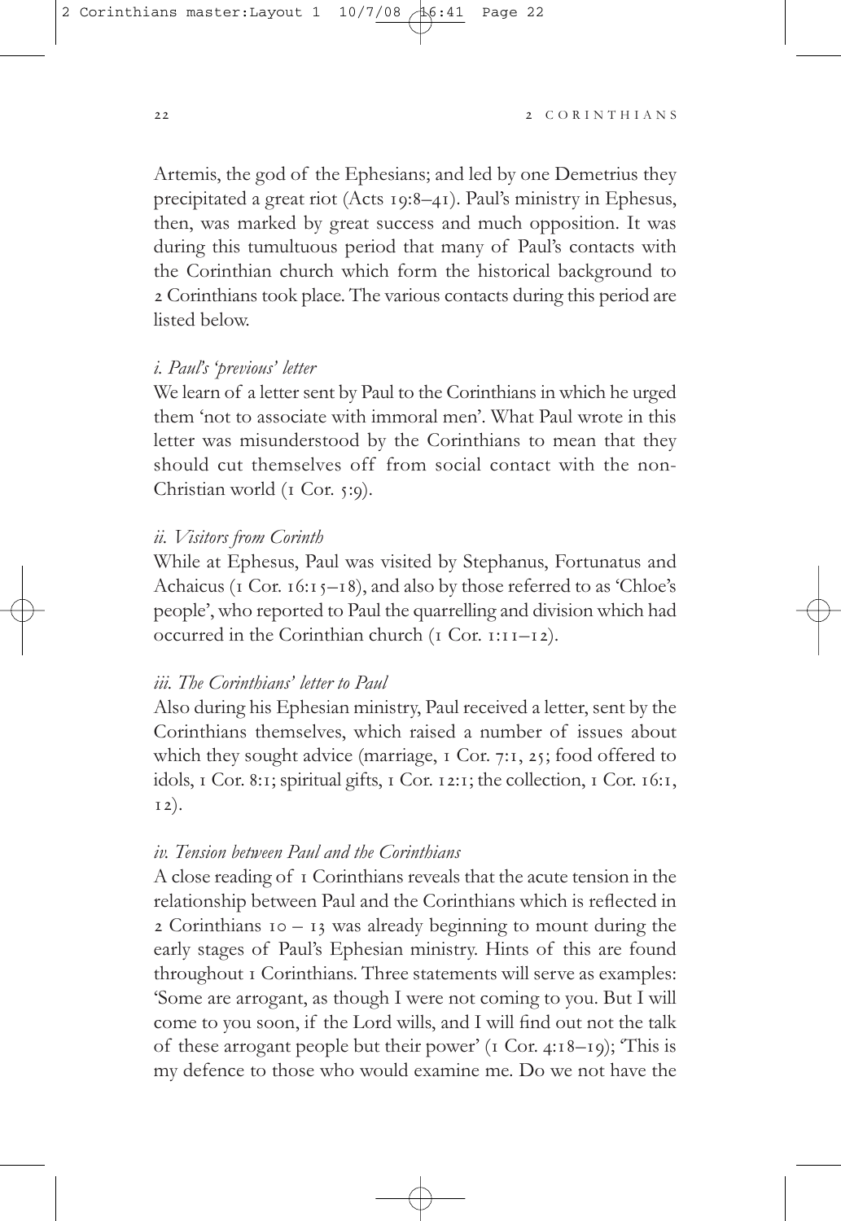Artemis, the god of the Ephesians; and led by one Demetrius they precipitated a great riot (Acts 19:8–41). Paul's ministry in Ephesus, then, was marked by great success and much opposition. It was during this tumultuous period that many of Paul's contacts with the Corinthian church which form the historical background to 2 Corinthians took place. The various contacts during this period are listed below.

*i. Paul's 'previous' letter*

We learn of a letter sent by Paul to the Corinthians in which he urged them 'not to associate with immoral men'. What Paul wrote in this letter was misunderstood by the Corinthians to mean that they should cut themselves off from social contact with the non-Christian world (1 Cor. 5:9).

*ii. Visitors from Corinth*

While at Ephesus, Paul was visited by Stephanus, Fortunatus and Achaicus (1 Cor. 16:15–18), and also by those referred to as 'Chloe's people', who reported to Paul the quarrelling and division which had occurred in the Corinthian church (1 Cor. 1:11–12).

*iii. The Corinthians' letter to Paul*

Also during his Ephesian ministry, Paul received a letter, sent by the Corinthians themselves, which raised a number of issues about which they sought advice (marriage, 1 Cor. 7:1, 25; food offered to idols, 1 Cor. 8:1; spiritual gifts, 1 Cor. 12:1; the collection, 1 Cor. 16:1, 12).

*iv. Tension between Paul and the Corinthians*

A close reading of 1 Corinthians reveals that the acute tension in the relationship between Paul and the Corinthians which is reflected in 2 Corinthians 10 – 13 was already beginning to mount during the early stages of Paul's Ephesian ministry. Hints of this are found throughout 1 Corinthians. Three statements will serve as examples: 'Some are arrogant, as though I were not coming to you. But I will come to you soon, if the Lord wills, and I will find out not the talk of these arrogant people but their power' (1 Cor. 4:18–19); 'This is my defence to those who would examine me. Do we not have the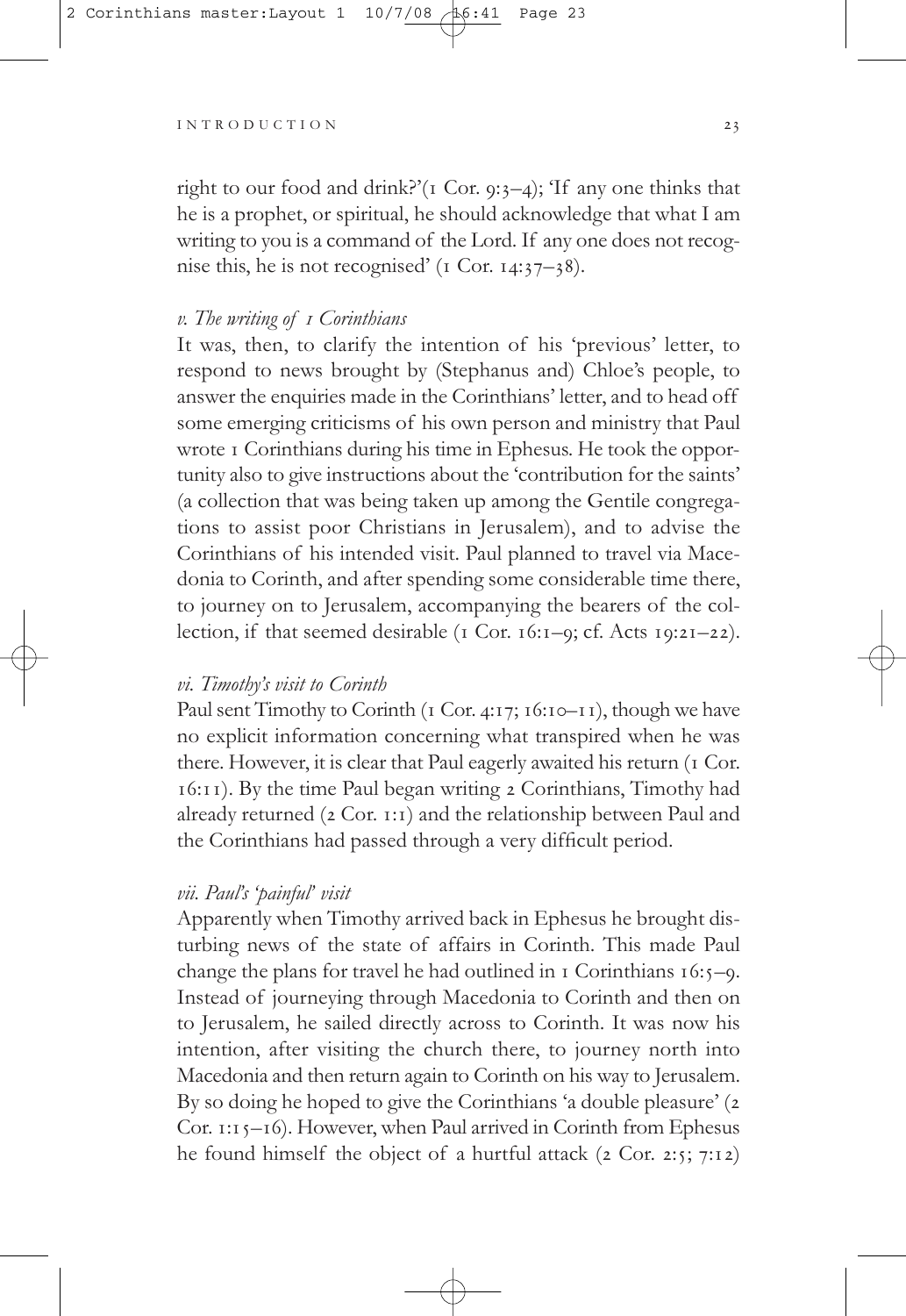right to our food and drink?'(1 Cor. 9:3–4); 'If any one thinks that he is a prophet, or spiritual, he should acknowledge that what I am writing to you is a command of the Lord. If any one does not recognise this, he is not recognised' (1 Cor. 14:37–38).

### *v. The writing of 1 Corinthians*

It was, then, to clarify the intention of his 'previous' letter, to respond to news brought by (Stephanus and) Chloe's people, to answer the enquiries made in the Corinthians' letter, and to head off some emerging criticisms of his own person and ministry that Paul wrote 1 Corinthians during his time in Ephesus. He took the opportunity also to give instructions about the 'contribution for the saints' (a collection that was being taken up among the Gentile congregations to assist poor Christians in Jerusalem), and to advise the Corinthians of his intended visit. Paul planned to travel via Macedonia to Corinth, and after spending some considerable time there, to journey on to Jerusalem, accompanying the bearers of the collection, if that seemed desirable (1 Cor. 16:1–9; cf. Acts 19:21–22).

### *vi. Timothy's visit to Corinth*

Paul sent Timothy to Corinth (1 Cor. 4:17; 16:10–11), though we have no explicit information concerning what transpired when he was there. However, it is clear that Paul eagerly awaited his return (1 Cor. 16:11). By the time Paul began writing 2 Corinthians, Timothy had already returned (2 Cor. 1:1) and the relationship between Paul and the Corinthians had passed through a very difficult period.

### *vii. Paul's 'painful' visit*

Apparently when Timothy arrived back in Ephesus he brought disturbing news of the state of affairs in Corinth. This made Paul change the plans for travel he had outlined in 1 Corinthians 16:5–9. Instead of journeying through Macedonia to Corinth and then on to Jerusalem, he sailed directly across to Corinth. It was now his intention, after visiting the church there, to journey north into Macedonia and then return again to Corinth on his way to Jerusalem. By so doing he hoped to give the Corinthians 'a double pleasure' (2 Cor. 1:15–16). However, when Paul arrived in Corinth from Ephesus he found himself the object of a hurtful attack (2 Cor. 2:5; 7:12)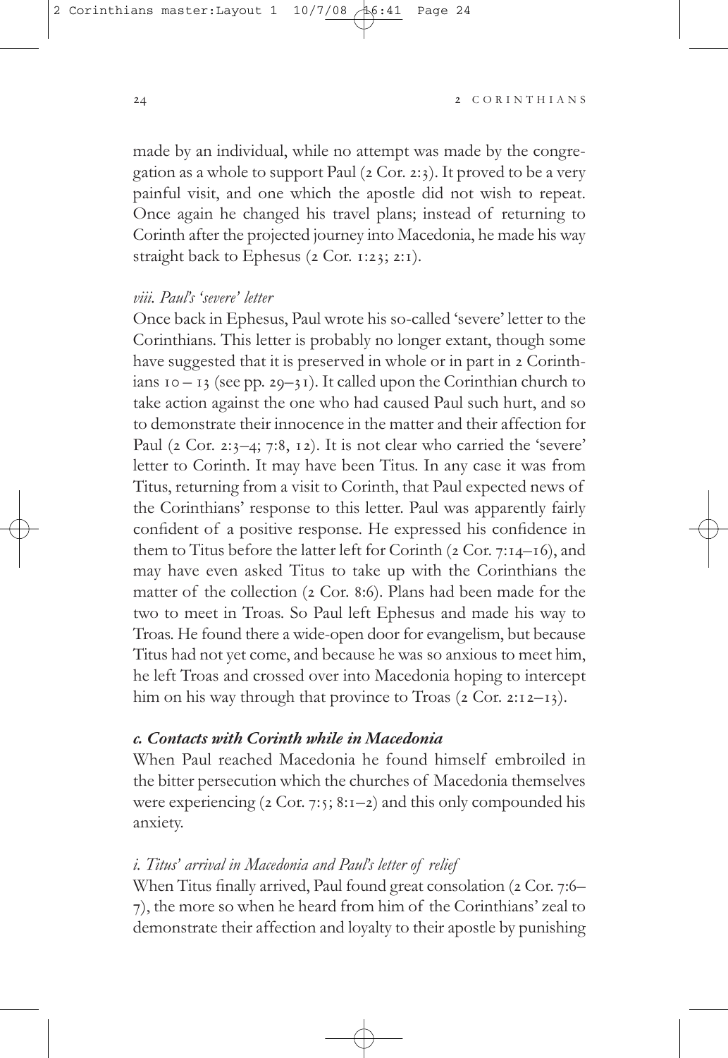made by an individual, while no attempt was made by the congregation as a whole to support Paul (2 Cor. 2:3). It proved to be a very painful visit, and one which the apostle did not wish to repeat. Once again he changed his travel plans; instead of returning to Corinth after the projected journey into Macedonia, he made his way straight back to Ephesus (2 Cor. 1:23; 2:1).

#### *viii. Paul's 'severe' letter*

Once back in Ephesus, Paul wrote his so-called 'severe' letter to the Corinthians. This letter is probably no longer extant, though some have suggested that it is preserved in whole or in part in 2 Corinthians 10 – 13 (see pp. 29–31). It called upon the Corinthian church to take action against the one who had caused Paul such hurt, and so to demonstrate their innocence in the matter and their affection for Paul (2 Cor. 2:3–4; 7:8, 12). It is not clear who carried the 'severe' letter to Corinth. It may have been Titus. In any case it was from Titus, returning from a visit to Corinth, that Paul expected news of the Corinthians' response to this letter. Paul was apparently fairly confident of a positive response. He expressed his confidence in them to Titus before the latter left for Corinth (2 Cor. 7:14–16), and may have even asked Titus to take up with the Corinthians the matter of the collection (2 Cor. 8:6). Plans had been made for the two to meet in Troas. So Paul left Ephesus and made his way to Troas. He found there a wide-open door for evangelism, but because Titus had not yet come, and because he was so anxious to meet him, he left Troas and crossed over into Macedonia hoping to intercept him on his way through that province to Troas (2 Cor. 2:12–13).

### *c. Contacts with Corinth while in Macedonia*

When Paul reached Macedonia he found himself embroiled in the bitter persecution which the churches of Macedonia themselves were experiencing (2 Cor. 7:5; 8:1–2) and this only compounded his anxiety.

#### *i. Titus' arrival in Macedonia and Paul's letter of relief*

When Titus finally arrived, Paul found great consolation (2 Cor. 7:6–7), the more so when he heard from him of the Corinthians' zeal to demonstrate their affection and loyalty to their apostle by punishing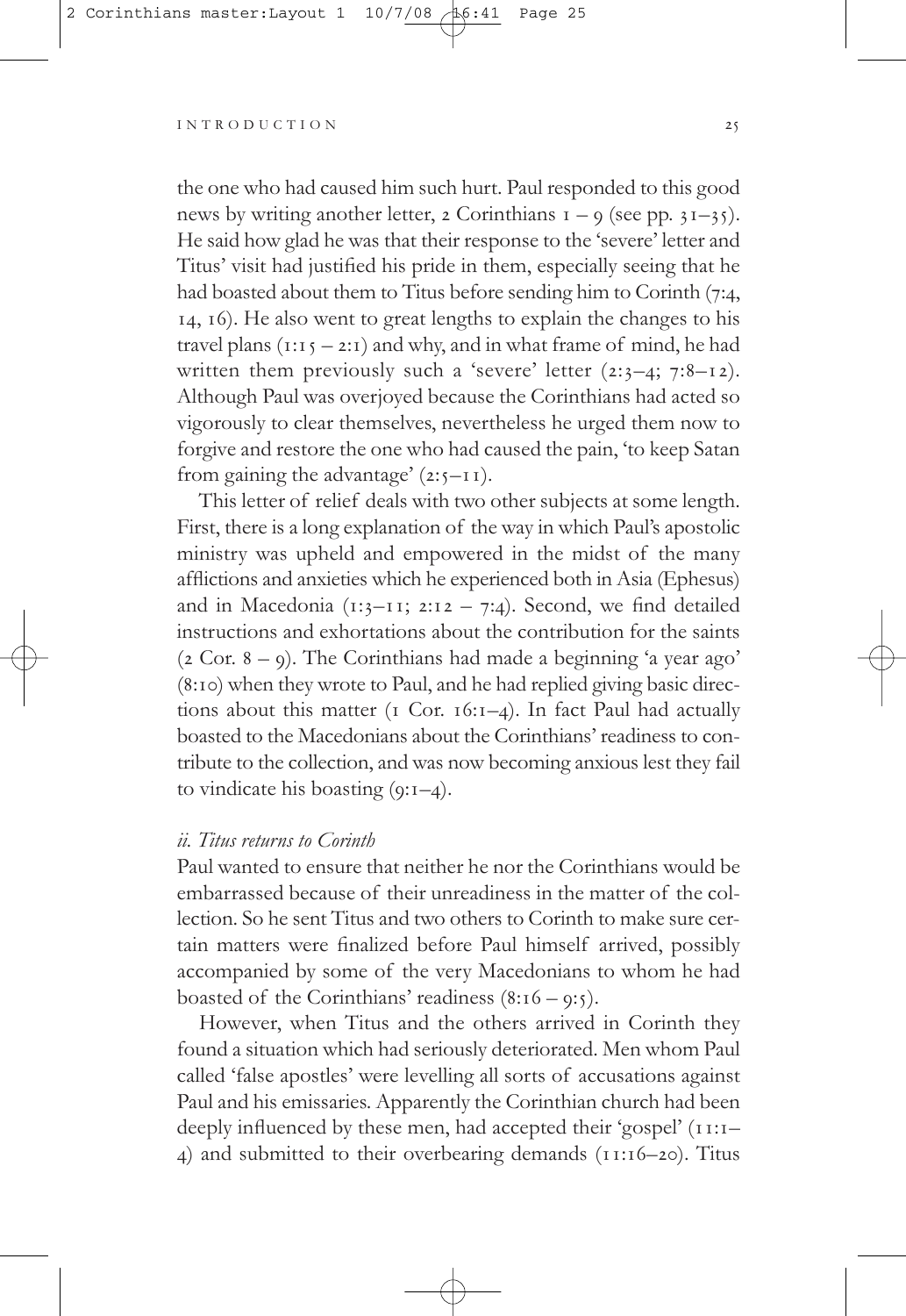the one who had caused him such hurt. Paul responded to this good news by writing another letter, 2 Corinthians 1 – 9 (see pp. 31–35). He said how glad he was that their response to the 'severe' letter and Titus' visit had justified his pride in them, especially seeing that he had boasted about them to Titus before sending him to Corinth (7:4, 14, 16). He also went to great lengths to explain the changes to his travel plans (1:15 – 2:1) and why, and in what frame of mind, he had written them previously such a 'severe' letter (2:3–4; 7:8–12). Although Paul was overjoyed because the Corinthians had acted so vigorously to clear themselves, nevertheless he urged them now to forgive and restore the one who had caused the pain, 'to keep Satan from gaining the advantage' (2:5–11).

This letter of relief deals with two other subjects at some length. First, there is a long explanation of the way in which Paul's apostolic ministry was upheld and empowered in the midst of the many afflictions and anxieties which he experienced both in Asia (Ephesus) and in Macedonia (1:3–11; 2:12 – 7:4). Second, we find detailed instructions and exhortations about the contribution for the saints (2 Cor. 8 – 9). The Corinthians had made a beginning 'a year ago' (8:10) when they wrote to Paul, and he had replied giving basic directions about this matter (1 Cor. 16:1–4). In fact Paul had actually boasted to the Macedonians about the Corinthians' readiness to contribute to the collection, and was now becoming anxious lest they fail to vindicate his boasting (9:1–4).

*ii. Titus returns to Corinth*

Paul wanted to ensure that neither he nor the Corinthians would be embarrassed because of their unreadiness in the matter of the collection. So he sent Titus and two others to Corinth to make sure certain matters were finalized before Paul himself arrived, possibly accompanied by some of the very Macedonians to whom he had boasted of the Corinthians' readiness (8:16 – 9:5).

However, when Titus and the others arrived in Corinth they found a situation which had seriously deteriorated. Men whom Paul called 'false apostles' were levelling all sorts of accusations against Paul and his emissaries. Apparently the Corinthian church had been deeply influenced by these men, had accepted their 'gospel' (11:1–4) and submitted to their overbearing demands (11:16–20). Titus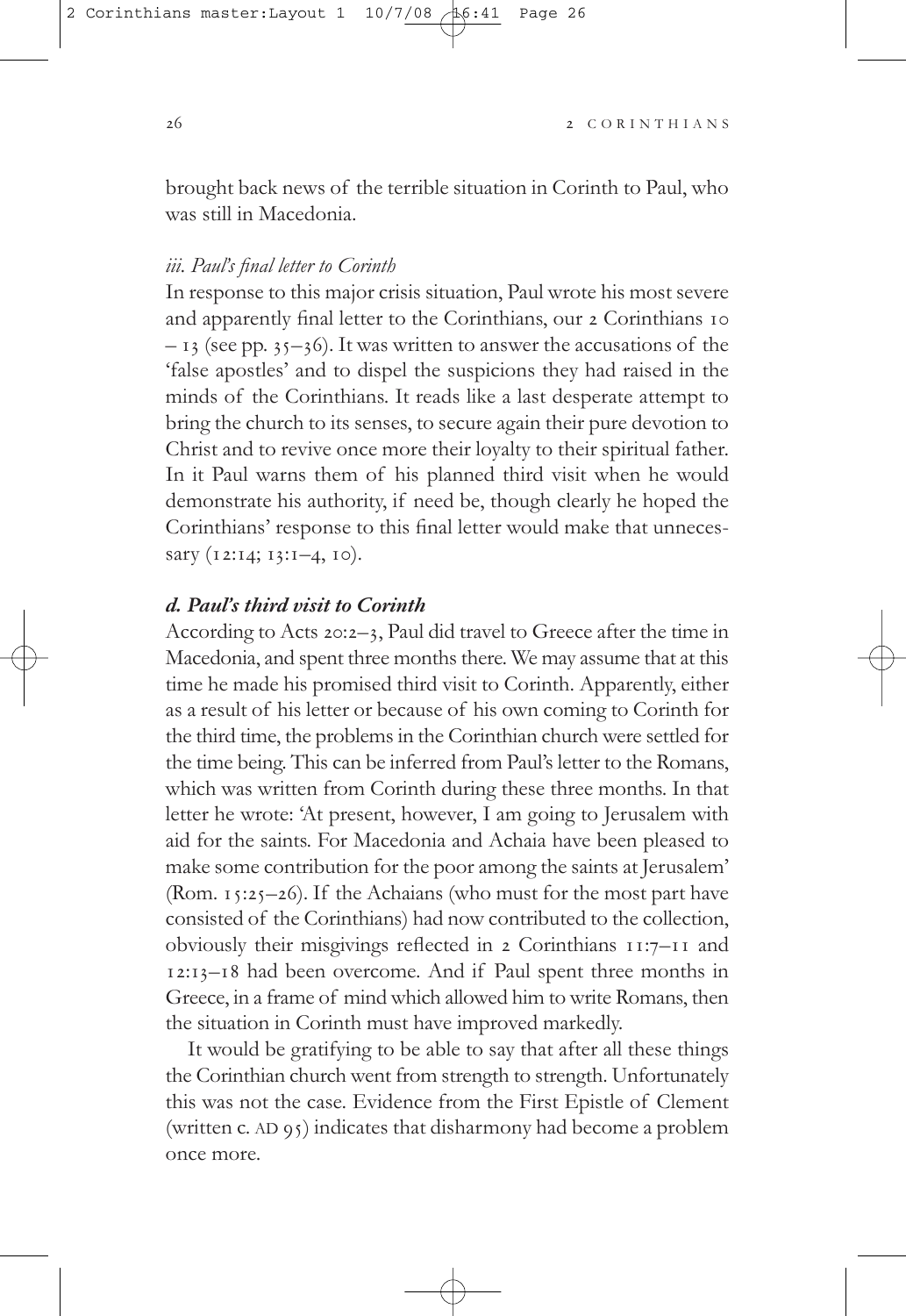brought back news of the terrible situation in Corinth to Paul, who was still in Macedonia.

*iii. Paul's final letter to Corinth*

In response to this major crisis situation, Paul wrote his most severe and apparently final letter to the Corinthians, our 2 Corinthians 10 – 13 (see pp. 35–36). It was written to answer the accusations of the 'false apostles' and to dispel the suspicions they had raised in the minds of the Corinthians. It reads like a last desperate attempt to bring the church to its senses, to secure again their pure devotion to Christ and to revive once more their loyalty to their spiritual father. In it Paul warns them of his planned third visit when he would demonstrate his authority, if need be, though clearly he hoped the Corinthians' response to this final letter would make that unnecessary (12:14; 13:1–4, 10).

### *d. Paul's third visit to Corinth*

According to Acts 20:2–3, Paul did travel to Greece after the time in Macedonia, and spent three months there. We may assume that at this time he made his promised third visit to Corinth. Apparently, either as a result of his letter or because of his own coming to Corinth for the third time, the problems in the Corinthian church were settled for the time being. This can be inferred from Paul's letter to the Romans, which was written from Corinth during these three months. In that letter he wrote: 'At present, however, I am going to Jerusalem with aid for the saints. For Macedonia and Achaia have been pleased to make some contribution for the poor among the saints at Jerusalem' (Rom. 15:25–26). If the Achaians (who must for the most part have consisted of the Corinthians) had now contributed to the collection, obviously their misgivings reflected in 2 Corinthians 11:7–11 and 12:13–18 had been overcome. And if Paul spent three months in Greece, in a frame of mind which allowed him to write Romans, then the situation in Corinth must have improved markedly.

It would be gratifying to be able to say that after all these things the Corinthian church went from strength to strength. Unfortunately this was not the case. Evidence from the First Epistle of Clement (written c. AD 95) indicates that disharmony had become a problem once more.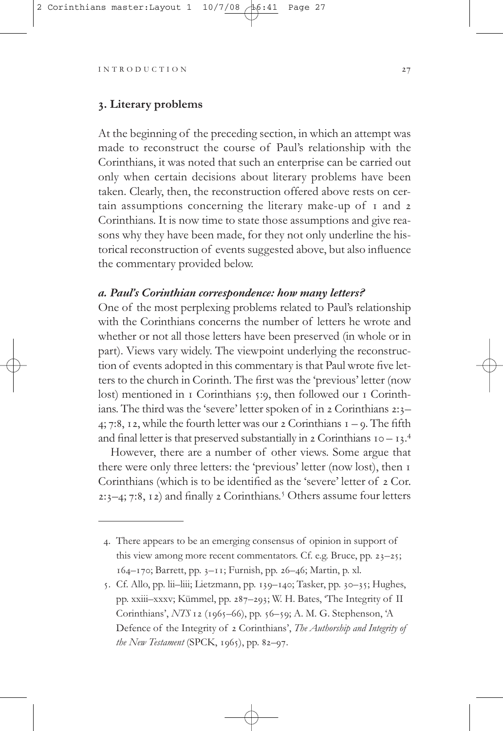## 3. Literary problems

At the beginning of the preceding section, in which an attempt was made to reconstruct the course of Paul's relationship with the Corinthians, it was noted that such an enterprise can be carried out only when certain decisions about literary problems have been taken. Clearly, then, the reconstruction offered above rests on certain assumptions concerning the literary make-up of 1 and 2 Corinthians. It is now time to state those assumptions and give reasons why they have been made, for they not only underline the historical reconstruction of events suggested above, but also influence the commentary provided below.

### *a. Paul's Corinthian correspondence: how many letters?*

One of the most perplexing problems related to Paul's relationship with the Corinthians concerns the number of letters he wrote and whether or not all those letters have been preserved (in whole or in part). Views vary widely. The viewpoint underlying the reconstruction of events adopted in this commentary is that Paul wrote five letters to the church in Corinth. The first was the 'previous' letter (now lost) mentioned in 1 Corinthians 5:9, then followed our 1 Corinthians. The third was the 'severe' letter spoken of in 2 Corinthians 2:3–4; 7:8, 12, while the fourth letter was our 2 Corinthians 1 – 9. The fifth and final letter is that preserved substantially in 2 Corinthians 10 – 13.[4]

However, there are a number of other views. Some argue that there were only three letters: the 'previous' letter (now lost), then 1 Corinthians (which is to be identified as the 'severe' letter of 2 Cor. 2:3–4; 7:8, 12) and finally 2 Corinthians.[5] Others assume four letters

4. There appears to be an emerging consensus of opinion in support of this view among more recent commentators. Cf. e.g. Bruce, pp. 23–25; 164–170; Barrett, pp. 3–11; Furnish, pp. 26–46; Martin, p. xl.

5. Cf. Allo, pp. lii–liii; Lietzmann, pp. 139–140; Tasker, pp. 30–35; Hughes, pp. xxiii–xxxv; Kümmel, pp. 287–293; W. H. Bates, 'The Integrity of II Corinthians', *NTS* 12 (1965–66), pp. 56–59; A. M. G. Stephenson, 'A Defence of the Integrity of 2 Corinthians', *The Authorship and Integrity of the New Testament* (SPCK, 1965), pp. 82–97.